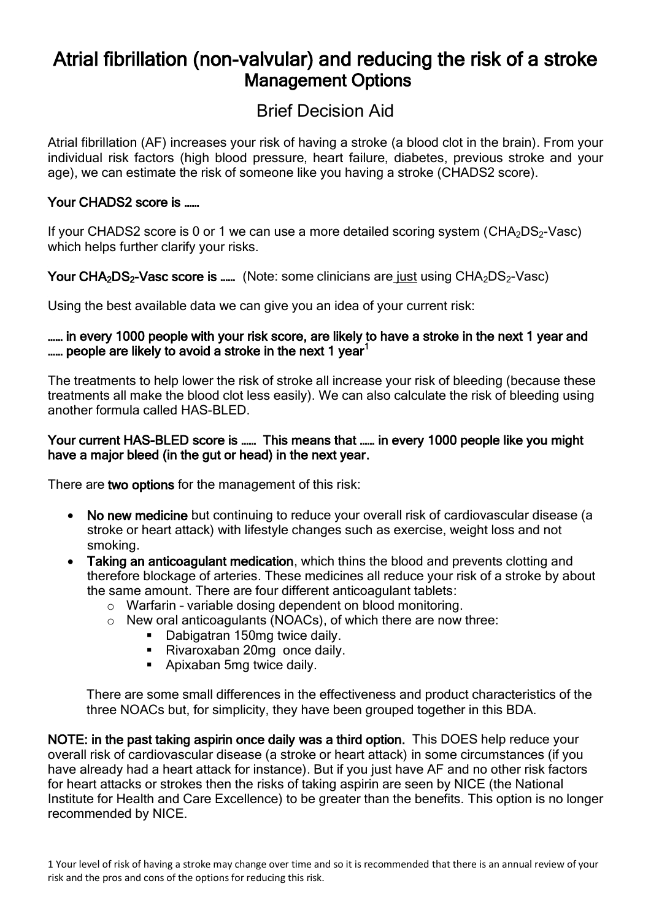# Atrial fibrillation (non-valvular) and reducing the risk of a stroke
## Management Options

### Brief Decision Aid

Atrial fibrillation (AF) increases your risk of having a stroke (a blood clot in the brain). From your individual risk factors (high blood pressure, heart failure, diabetes, previous stroke and your age), we can estimate the risk of someone like you having a stroke (CHADS2 score).

**Your CHADS2 score is ……**

If your CHADS2 score is 0 or 1 we can use a more detailed scoring system ($CHA_2DS_2$-Vasc) which helps further clarify your risks.

**Your $CHA_2DS_2$-Vasc score is ……** (Note: some clinicians are just using $CHA_2DS_2$-Vasc)

Using the best available data we can give you an idea of your current risk:

**…… in every 1000 people with your risk score, are likely to have a stroke in the next 1 year and …… people are likely to avoid a stroke in the next 1 year[1]**

The treatments to help lower the risk of stroke all increase your risk of bleeding (because these treatments all make the blood clot less easily). We can also calculate the risk of bleeding using another formula called HAS-BLED.

**Your current HAS-BLED score is …… This means that …… in every 1000 people like you might have a major bleed (in the gut or head) in the next year.**

There are **two options** for the management of this risk:

- **No new medicine** but continuing to reduce your overall risk of cardiovascular disease (a stroke or heart attack) with lifestyle changes such as exercise, weight loss and not smoking.
- **Taking an anticoagulant medication**, which thins the blood and prevents clotting and therefore blockage of arteries. These medicines all reduce your risk of a stroke by about the same amount. There are four different anticoagulant tablets:
  - Warfarin – variable dosing dependent on blood monitoring.
  - New oral anticoagulants (NOACs), of which there are now three:
    - Dabigatran 150mg twice daily.
    - Rivaroxaban 20mg once daily.
    - Apixaban 5mg twice daily.

  There are some small differences in the effectiveness and product characteristics of the three NOACs but, for simplicity, they have been grouped together in this BDA.

**NOTE: in the past taking aspirin once daily was a third option.** This DOES help reduce your overall risk of cardiovascular disease (a stroke or heart attack) in some circumstances (if you have already had a heart attack for instance). But if you just have AF and no other risk factors for heart attacks or strokes then the risks of taking aspirin are seen by NICE (the National Institute for Health and Care Excellence) to be greater than the benefits. This option is no longer recommended by NICE.

1 Your level of risk of having a stroke may change over time and so it is recommended that there is an annual review of your risk and the pros and cons of the options for reducing this risk.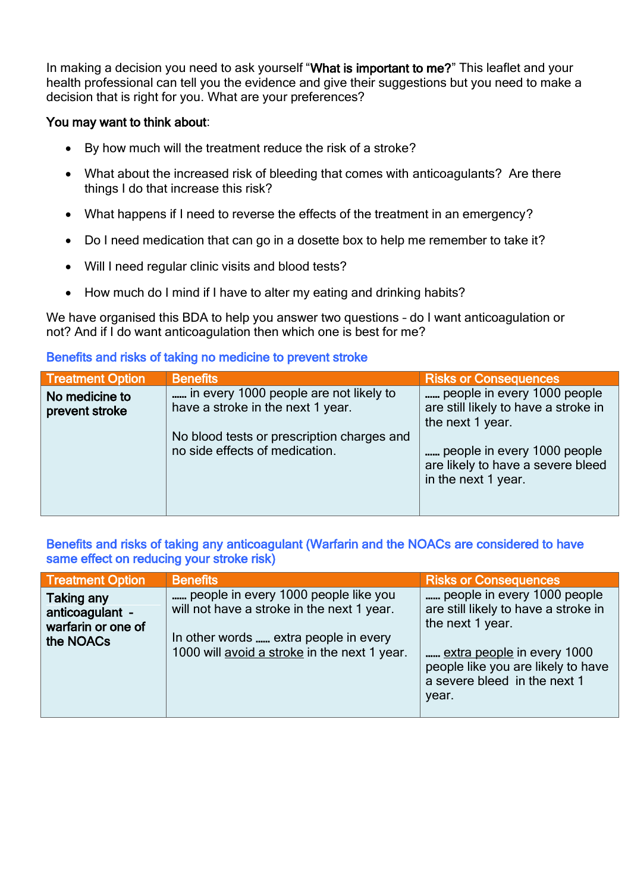In making a decision you need to ask yourself "**What is important to me?**" This leaflet and your health professional can tell you the evidence and give their suggestions but you need to make a decision that is right for you. What are your preferences?

**You may want to think about**:

- By how much will the treatment reduce the risk of a stroke?
- What about the increased risk of bleeding that comes with anticoagulants? Are there things I do that increase this risk?
- What happens if I need to reverse the effects of the treatment in an emergency?
- Do I need medication that can go in a dosette box to help me remember to take it?
- Will I need regular clinic visits and blood tests?
- How much do I mind if I have to alter my eating and drinking habits?

We have organised this BDA to help you answer two questions – do I want anticoagulation or not? And if I do want anticoagulation then which one is best for me?

## Benefits and risks of taking no medicine to prevent stroke

| Treatment Option | Benefits | Risks or Consequences |
|---|---|---|
| **No medicine to prevent stroke** | ...... in every 1000 people are not likely to have a stroke in the next 1 year.<br><br>No blood tests or prescription charges and no side effects of medication. | ...... people in every 1000 people are still likely to have a stroke in the next 1 year.<br><br>...... people in every 1000 people are likely to have a severe bleed in the next 1 year. |

## Benefits and risks of taking any anticoagulant (Warfarin and the NOACs are considered to have same effect on reducing your stroke risk)

| Treatment Option | Benefits | Risks or Consequences |
|---|---|---|
| **Taking any anticoagulant - warfarin or one of the NOACs** | ...... people in every 1000 people like you will not have a stroke in the next 1 year.<br><br>In other words ...... extra people in every 1000 will <u>avoid a stroke</u> in the next 1 year. | ...... people in every 1000 people are still likely to have a stroke in the next 1 year.<br><br>...... <u>extra people</u> in every 1000 people like you are likely to have a severe bleed in the next 1 year. |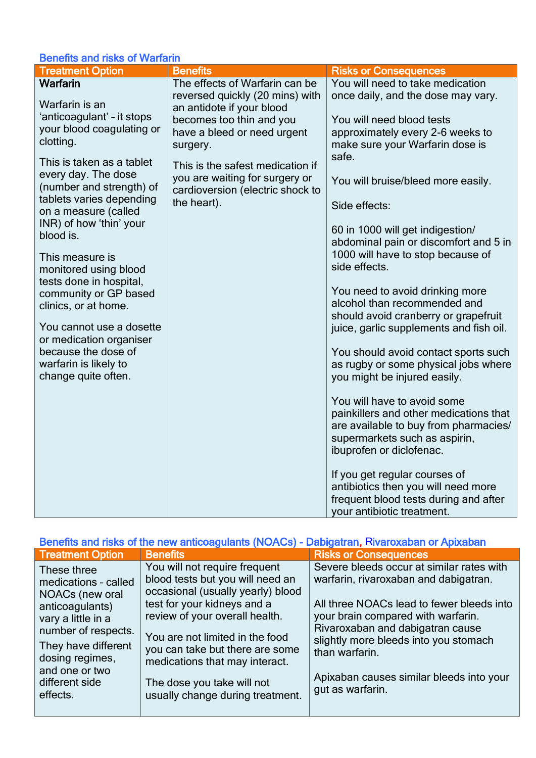### Benefits and risks of Warfarin

| Treatment Option | Benefits | Risks or Consequences |
|---|---|---|
| **Warfarin**<br><br>Warfarin is an 'anticoagulant' – it stops your blood coagulating or clotting.<br><br>This is taken as a tablet every day. The dose (number and strength) of tablets varies depending on a measure (called INR) of how 'thin' your blood is.<br><br>This measure is monitored using blood tests done in hospital, community or GP based clinics, or at home.<br><br>You cannot use a dosette or medication organiser because the dose of warfarin is likely to change quite often. | The effects of Warfarin can be reversed quickly (20 mins) with an antidote if your blood becomes too thin and you have a bleed or need urgent surgery.<br><br>This is the safest medication if you are waiting for surgery or cardioversion (electric shock to the heart). | You will need to take medication once daily, and the dose may vary.<br><br>You will need blood tests approximately every 2-6 weeks to make sure your Warfarin dose is safe.<br><br>You will bruise/bleed more easily.<br><br>Side effects:<br><br>60 in 1000 will get indigestion/ abdominal pain or discomfort and 5 in 1000 will have to stop because of side effects.<br><br>You need to avoid drinking more alcohol than recommended and should avoid cranberry or grapefruit juice, garlic supplements and fish oil.<br><br>You should avoid contact sports such as rugby or some physical jobs where you might be injured easily.<br><br>You will have to avoid some painkillers and other medications that are available to buy from pharmacies/ supermarkets such as aspirin, ibuprofen or diclofenac.<br><br>If you get regular courses of antibiotics then you will need more frequent blood tests during and after your antibiotic treatment. |

### Benefits and risks of the new anticoagulants (NOACs) - Dabigatran, Rivaroxaban or Apixaban

| Treatment Option | Benefits | Risks or Consequences |
|---|---|---|
| These three medications - called NOACs (new oral anticoagulants) vary a little in a number of respects.<br><br>They have different dosing regimes, and one or two different side effects. | You will not require frequent blood tests but you will need an occasional (usually yearly) blood test for your kidneys and a review of your overall health.<br><br>You are not limited in the food you can take but there are some medications that may interact.<br><br>The dose you take will not usually change during treatment. | Severe bleeds occur at similar rates with warfarin, rivaroxaban and dabigatran.<br><br>All three NOACs lead to fewer bleeds into your brain compared with warfarin. Rivaroxaban and dabigatran cause slightly more bleeds into you stomach than warfarin.<br><br>Apixaban causes similar bleeds into your gut as warfarin. |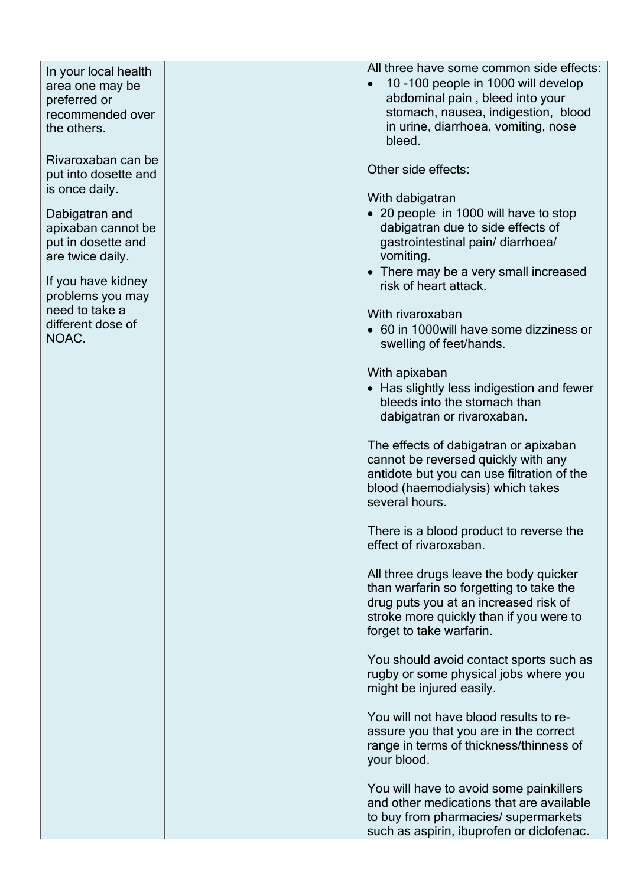| | | |
|---|---|---|
| In your local health area one may be preferred or recommended over the others.<br><br>Rivaroxaban can be put into dosette and is once daily.<br><br>Dabigatran and apixaban cannot be put in dosette and are twice daily.<br><br>If you have kidney problems you may need to take a different dose of NOAC. | | All three have some common side effects:<br>• 10 -100 people in 1000 will develop abdominal pain , bleed into your stomach, nausea, indigestion, blood in urine, diarrhoea, vomiting, nose bleed.<br><br>Other side effects:<br><br>With dabigatran<br>• 20 people in 1000 will have to stop dabigatran due to side effects of gastrointestinal pain/ diarrhoea/ vomiting.<br>• There may be a very small increased risk of heart attack.<br><br>With rivaroxaban<br>• 60 in 1000will have some dizziness or swelling of feet/hands.<br><br>With apixaban<br>• Has slightly less indigestion and fewer bleeds into the stomach than dabigatran or rivaroxaban.<br><br>The effects of dabigatran or apixaban cannot be reversed quickly with any antidote but you can use filtration of the blood (haemodialysis) which takes several hours.<br><br>There is a blood product to reverse the effect of rivaroxaban.<br><br>All three drugs leave the body quicker than warfarin so forgetting to take the drug puts you at an increased risk of stroke more quickly than if you were to forget to take warfarin.<br><br>You should avoid contact sports such as rugby or some physical jobs where you might be injured easily.<br><br>You will not have blood results to re-assure you that you are in the correct range in terms of thickness/thinness of your blood.<br><br>You will have to avoid some painkillers and other medications that are available to buy from pharmacies/ supermarkets such as aspirin, ibuprofen or diclofenac. |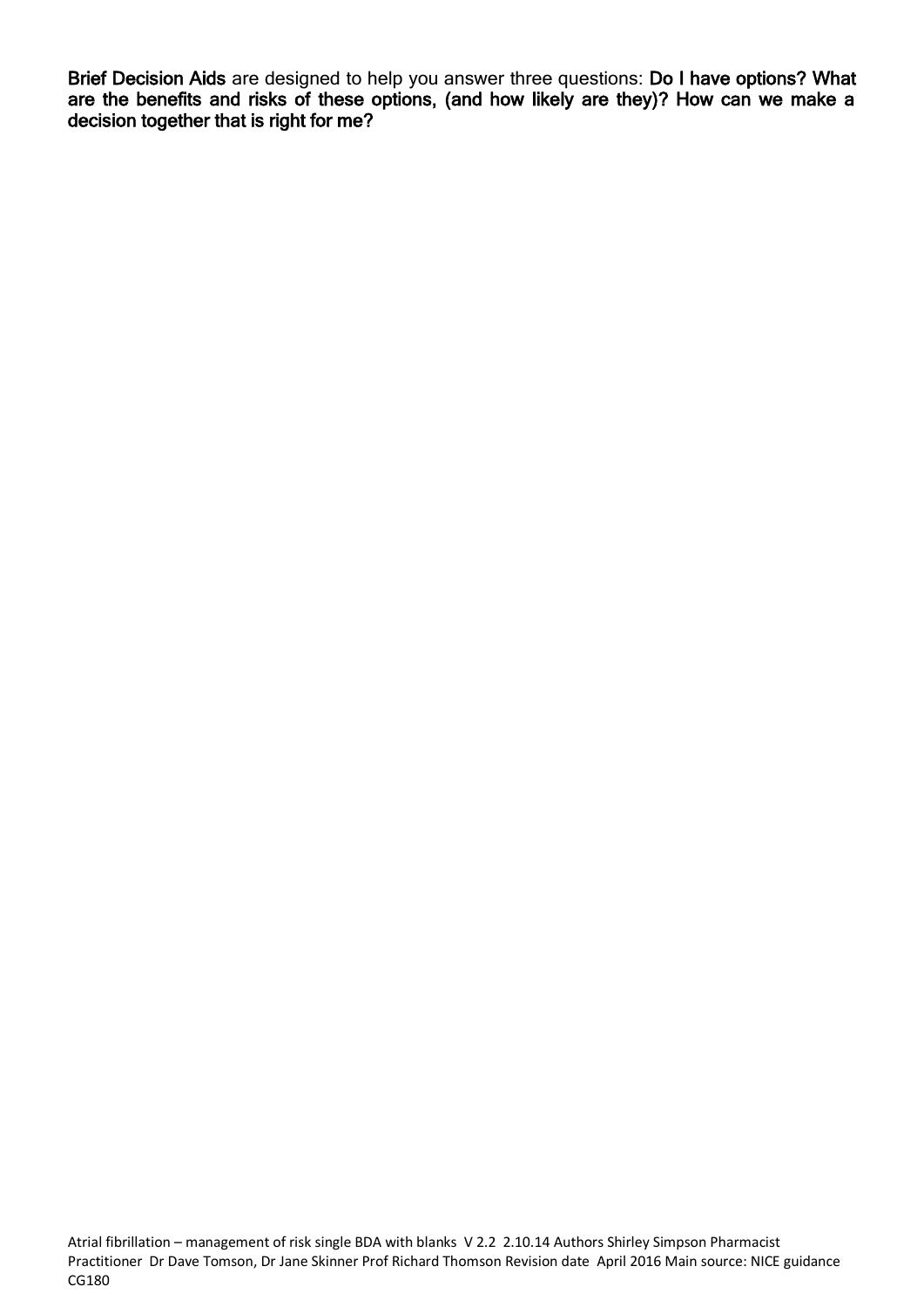**Brief Decision Aids** are designed to help you answer three questions: **Do I have options? What are the benefits and risks of these options, (and how likely are they)? How can we make a decision together that is right for me?**